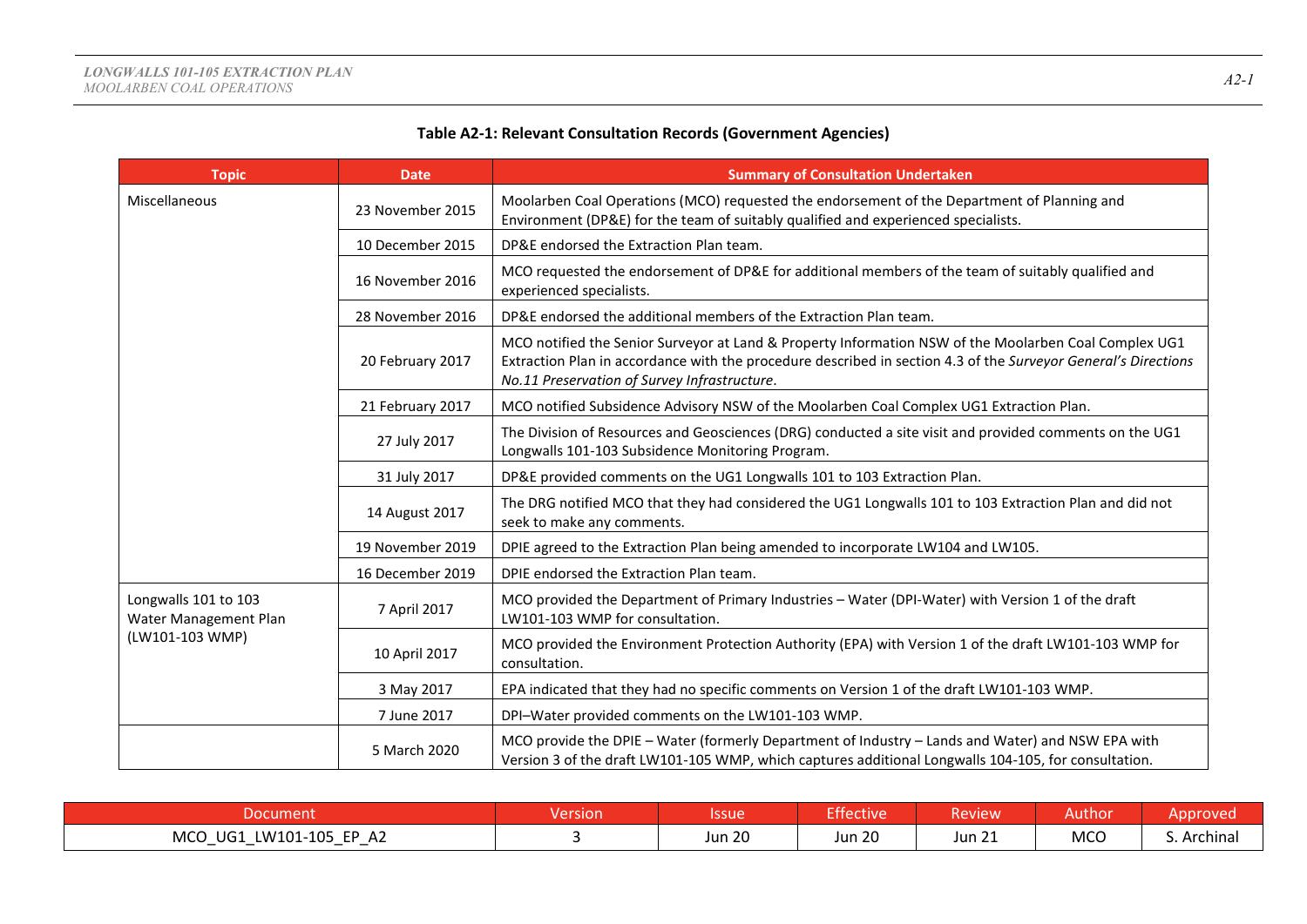**Table A2-1: Relevant Consultation Records (Government Agencies)**

| Topic | Date | Summary of Consultation Undertaken |
|---|---|---|
| Miscellaneous | 23 November 2015 | Moolarben Coal Operations (MCO) requested the endorsement of the Department of Planning and Environment (DP&E) for the team of suitably qualified and experienced specialists. |
| | 10 December 2015 | DP&E endorsed the Extraction Plan team. |
| | 16 November 2016 | MCO requested the endorsement of DP&E for additional members of the team of suitably qualified and experienced specialists. |
| | 28 November 2016 | DP&E endorsed the additional members of the Extraction Plan team. |
| | 20 February 2017 | MCO notified the Senior Surveyor at Land & Property Information NSW of the Moolarben Coal Complex UG1 Extraction Plan in accordance with the procedure described in section 4.3 of the *Surveyor General's Directions No.11 Preservation of Survey Infrastructure*. |
| | 21 February 2017 | MCO notified Subsidence Advisory NSW of the Moolarben Coal Complex UG1 Extraction Plan. |
| | 27 July 2017 | The Division of Resources and Geosciences (DRG) conducted a site visit and provided comments on the UG1 Longwalls 101-103 Subsidence Monitoring Program. |
| | 31 July 2017 | DP&E provided comments on the UG1 Longwalls 101 to 103 Extraction Plan. |
| | 14 August 2017 | The DRG notified MCO that they had considered the UG1 Longwalls 101 to 103 Extraction Plan and did not seek to make any comments. |
| | 19 November 2019 | DPIE agreed to the Extraction Plan being amended to incorporate LW104 and LW105. |
| | 16 December 2019 | DPIE endorsed the Extraction Plan team. |
| Longwalls 101 to 103 Water Management Plan (LW101-103 WMP) | 7 April 2017 | MCO provided the Department of Primary Industries – Water (DPI-Water) with Version 1 of the draft LW101-103 WMP for consultation. |
| | 10 April 2017 | MCO provided the Environment Protection Authority (EPA) with Version 1 of the draft LW101-103 WMP for consultation. |
| | 3 May 2017 | EPA indicated that they had no specific comments on Version 1 of the draft LW101-103 WMP. |
| | 7 June 2017 | DPI–Water provided comments on the LW101-103 WMP. |
| | 5 March 2020 | MCO provide the DPIE – Water (formerly Department of Industry – Lands and Water) and NSW EPA with Version 3 of the draft LW101-105 WMP, which captures additional Longwalls 104-105, for consultation. |

| Document | Version | Issue | Effective | Review | Author | Approved |
|---|---|---|---|---|---|---|
| MCO_UG1_LW101-105_EP_A2 | 3 | Jun 20 | Jun 20 | Jun 21 | MCO | S. Archinal |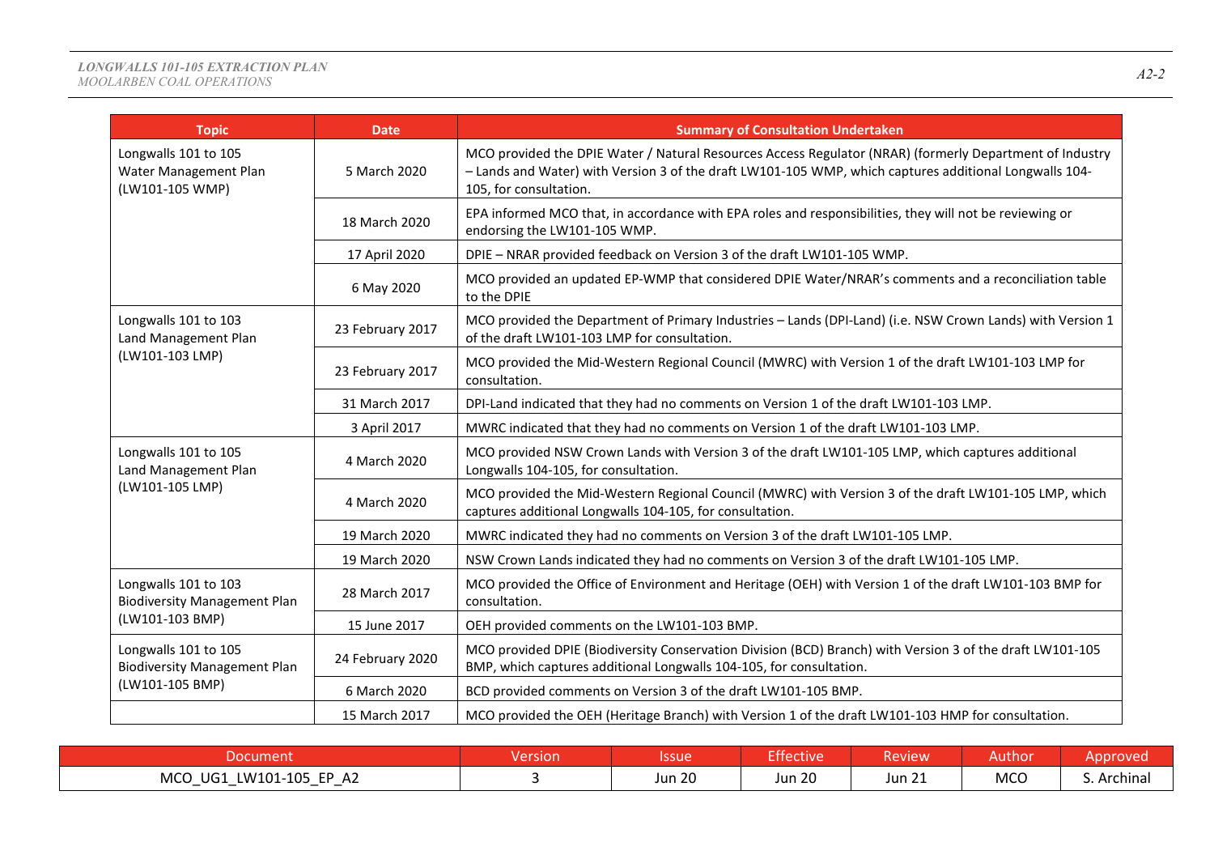| Topic | Date | Summary of Consultation Undertaken |
|---|---|---|
| Longwalls 101 to 105 Water Management Plan (LW101-105 WMP) | 5 March 2020 | MCO provided the DPIE Water / Natural Resources Access Regulator (NRAR) (formerly Department of Industry – Lands and Water) with Version 3 of the draft LW101-105 WMP, which captures additional Longwalls 104-105, for consultation. |
| | 18 March 2020 | EPA informed MCO that, in accordance with EPA roles and responsibilities, they will not be reviewing or endorsing the LW101-105 WMP. |
| | 17 April 2020 | DPIE – NRAR provided feedback on Version 3 of the draft LW101-105 WMP. |
| | 6 May 2020 | MCO provided an updated EP-WMP that considered DPIE Water/NRAR's comments and a reconciliation table to the DPIE |
| Longwalls 101 to 103 Land Management Plan (LW101-103 LMP) | 23 February 2017 | MCO provided the Department of Primary Industries – Lands (DPI-Land) (i.e. NSW Crown Lands) with Version 1 of the draft LW101-103 LMP for consultation. |
| | 23 February 2017 | MCO provided the Mid-Western Regional Council (MWRC) with Version 1 of the draft LW101-103 LMP for consultation. |
| | 31 March 2017 | DPI-Land indicated that they had no comments on Version 1 of the draft LW101-103 LMP. |
| | 3 April 2017 | MWRC indicated that they had no comments on Version 1 of the draft LW101-103 LMP. |
| Longwalls 101 to 105 Land Management Plan (LW101-105 LMP) | 4 March 2020 | MCO provided NSW Crown Lands with Version 3 of the draft LW101-105 LMP, which captures additional Longwalls 104-105, for consultation. |
| | 4 March 2020 | MCO provided the Mid-Western Regional Council (MWRC) with Version 3 of the draft LW101-105 LMP, which captures additional Longwalls 104-105, for consultation. |
| | 19 March 2020 | MWRC indicated they had no comments on Version 3 of the draft LW101-105 LMP. |
| | 19 March 2020 | NSW Crown Lands indicated they had no comments on Version 3 of the draft LW101-105 LMP. |
| Longwalls 101 to 103 Biodiversity Management Plan (LW101-103 BMP) | 28 March 2017 | MCO provided the Office of Environment and Heritage (OEH) with Version 1 of the draft LW101-103 BMP for consultation. |
| | 15 June 2017 | OEH provided comments on the LW101-103 BMP. |
| Longwalls 101 to 105 Biodiversity Management Plan (LW101-105 BMP) | 24 February 2020 | MCO provided DPIE (Biodiversity Conservation Division (BCD) Branch) with Version 3 of the draft LW101-105 BMP, which captures additional Longwalls 104-105, for consultation. |
| | 6 March 2020 | BCD provided comments on Version 3 of the draft LW101-105 BMP. |
| | 15 March 2017 | MCO provided the OEH (Heritage Branch) with Version 1 of the draft LW101-103 HMP for consultation. |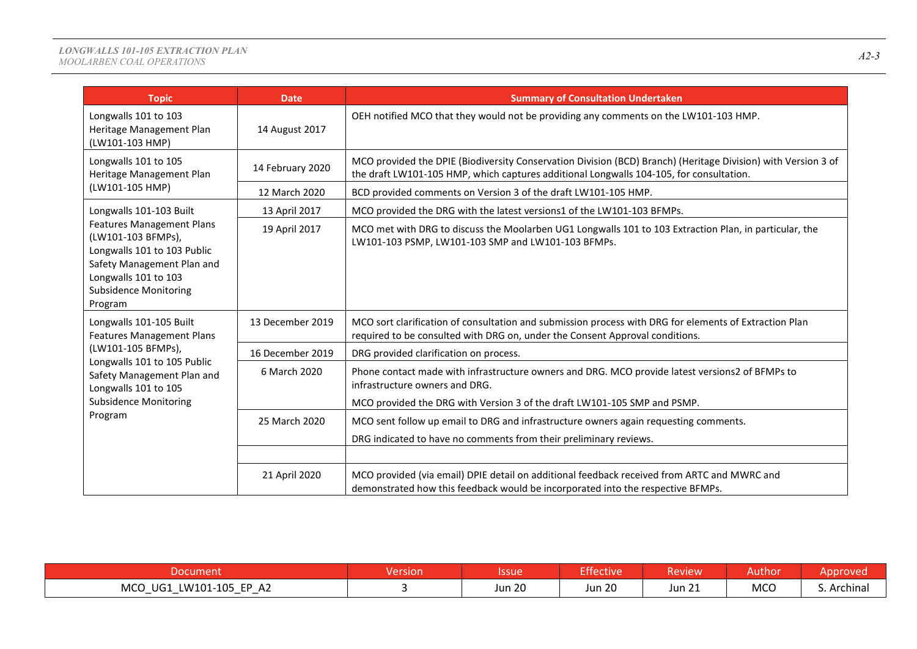| Topic | Date | Summary of Consultation Undertaken |
|---|---|---|
| Longwalls 101 to 103 Heritage Management Plan (LW101-103 HMP) | 14 August 2017 | OEH notified MCO that they would not be providing any comments on the LW101-103 HMP. |
| Longwalls 101 to 105 Heritage Management Plan (LW101-105 HMP) | 14 February 2020 | MCO provided the DPIE (Biodiversity Conservation Division (BCD) Branch) (Heritage Division) with Version 3 of the draft LW101-105 HMP, which captures additional Longwalls 104-105, for consultation. |
| | 12 March 2020 | BCD provided comments on Version 3 of the draft LW101-105 HMP. |
| Longwalls 101-103 Built Features Management Plans (LW101-103 BFMPs), Longwalls 101 to 103 Public Safety Management Plan and Longwalls 101 to 103 Subsidence Monitoring Program | 13 April 2017 | MCO provided the DRG with the latest versions1 of the LW101-103 BFMPs. |
| | 19 April 2017 | MCO met with DRG to discuss the Moolarben UG1 Longwalls 101 to 103 Extraction Plan, in particular, the LW101-103 PSMP, LW101-103 SMP and LW101-103 BFMPs. |
| Longwalls 101-105 Built Features Management Plans (LW101-105 BFMPs), Longwalls 101 to 105 Public Safety Management Plan and Longwalls 101 to 105 Subsidence Monitoring Program | 13 December 2019 | MCO sort clarification of consultation and submission process with DRG for elements of Extraction Plan required to be consulted with DRG on, under the Consent Approval conditions. |
| | 16 December 2019 | DRG provided clarification on process. |
| | 6 March 2020 | Phone contact made with infrastructure owners and DRG. MCO provide latest versions2 of BFMPs to infrastructure owners and DRG.<br><br>MCO provided the DRG with Version 3 of the draft LW101-105 SMP and PSMP. |
| | 25 March 2020 | MCO sent follow up email to DRG and infrastructure owners again requesting comments.<br><br>DRG indicated to have no comments from their preliminary reviews. |
| | | |
| | 21 April 2020 | MCO provided (via email) DPIE detail on additional feedback received from ARTC and MWRC and demonstrated how this feedback would be incorporated into the respective BFMPs. |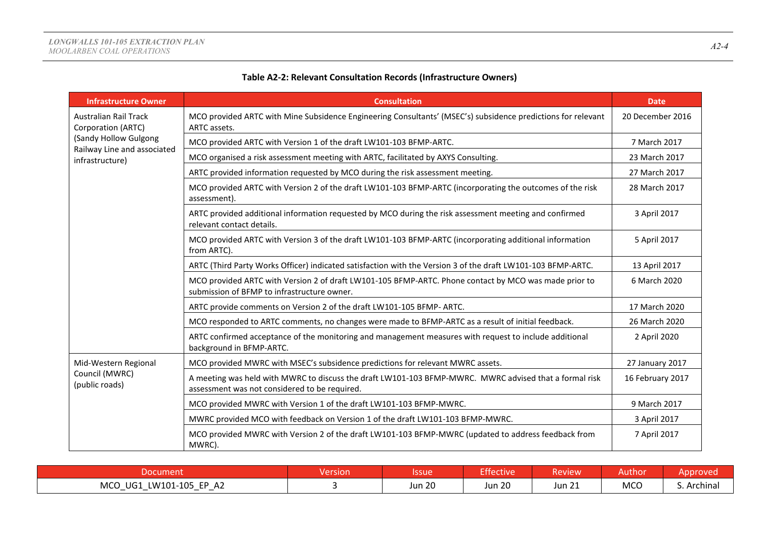**Table A2-2: Relevant Consultation Records (Infrastructure Owners)**

| Infrastructure Owner | Consultation | Date |
|---|---|---|
| Australian Rail Track Corporation (ARTC) (Sandy Hollow Gulgong Railway Line and associated infrastructure) | MCO provided ARTC with Mine Subsidence Engineering Consultants' (MSEC's) subsidence predictions for relevant ARTC assets. | 20 December 2016 |
| | MCO provided ARTC with Version 1 of the draft LW101-103 BFMP-ARTC. | 7 March 2017 |
| | MCO organised a risk assessment meeting with ARTC, facilitated by AXYS Consulting. | 23 March 2017 |
| | ARTC provided information requested by MCO during the risk assessment meeting. | 27 March 2017 |
| | MCO provided ARTC with Version 2 of the draft LW101-103 BFMP-ARTC (incorporating the outcomes of the risk assessment). | 28 March 2017 |
| | ARTC provided additional information requested by MCO during the risk assessment meeting and confirmed relevant contact details. | 3 April 2017 |
| | MCO provided ARTC with Version 3 of the draft LW101-103 BFMP-ARTC (incorporating additional information from ARTC). | 5 April 2017 |
| | ARTC (Third Party Works Officer) indicated satisfaction with the Version 3 of the draft LW101-103 BFMP-ARTC. | 13 April 2017 |
| | MCO provided ARTC with Version 2 of draft LW101-105 BFMP-ARTC. Phone contact by MCO was made prior to submission of BFMP to infrastructure owner. | 6 March 2020 |
| | ARTC provide comments on Version 2 of the draft LW101-105 BFMP- ARTC. | 17 March 2020 |
| | MCO responded to ARTC comments, no changes were made to BFMP-ARTC as a result of initial feedback. | 26 March 2020 |
| | ARTC confirmed acceptance of the monitoring and management measures with request to include additional background in BFMP-ARTC. | 2 April 2020 |
| Mid-Western Regional Council (MWRC) (public roads) | MCO provided MWRC with MSEC's subsidence predictions for relevant MWRC assets. | 27 January 2017 |
| | A meeting was held with MWRC to discuss the draft LW101-103 BFMP-MWRC. MWRC advised that a formal risk assessment was not considered to be required. | 16 February 2017 |
| | MCO provided MWRC with Version 1 of the draft LW101-103 BFMP-MWRC. | 9 March 2017 |
| | MWRC provided MCO with feedback on Version 1 of the draft LW101-103 BFMP-MWRC. | 3 April 2017 |
| | MCO provided MWRC with Version 2 of the draft LW101-103 BFMP-MWRC (updated to address feedback from MWRC). | 7 April 2017 |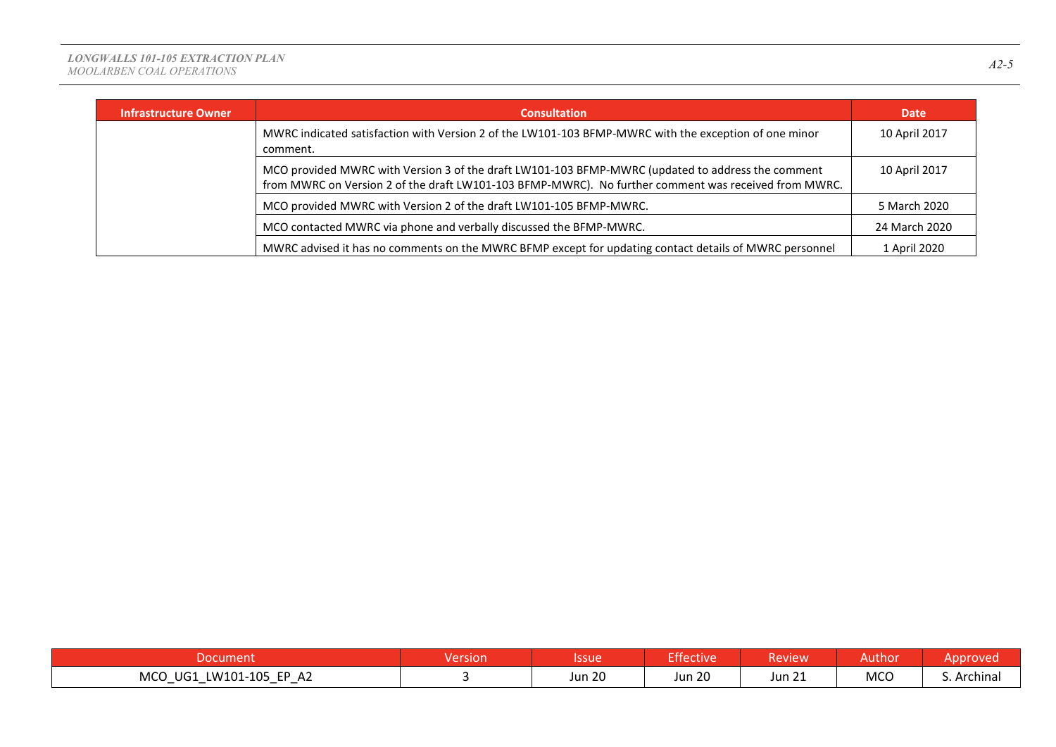| Infrastructure Owner | Consultation | Date |
|---|---|---|
| | MWRC indicated satisfaction with Version 2 of the LW101-103 BFMP-MWRC with the exception of one minor comment. | 10 April 2017 |
| | MCO provided MWRC with Version 3 of the draft LW101-103 BFMP-MWRC (updated to address the comment from MWRC on Version 2 of the draft LW101-103 BFMP-MWRC). No further comment was received from MWRC. | 10 April 2017 |
| | MCO provided MWRC with Version 2 of the draft LW101-105 BFMP-MWRC. | 5 March 2020 |
| | MCO contacted MWRC via phone and verbally discussed the BFMP-MWRC. | 24 March 2020 |
| | MWRC advised it has no comments on the MWRC BFMP except for updating contact details of MWRC personnel | 1 April 2020 |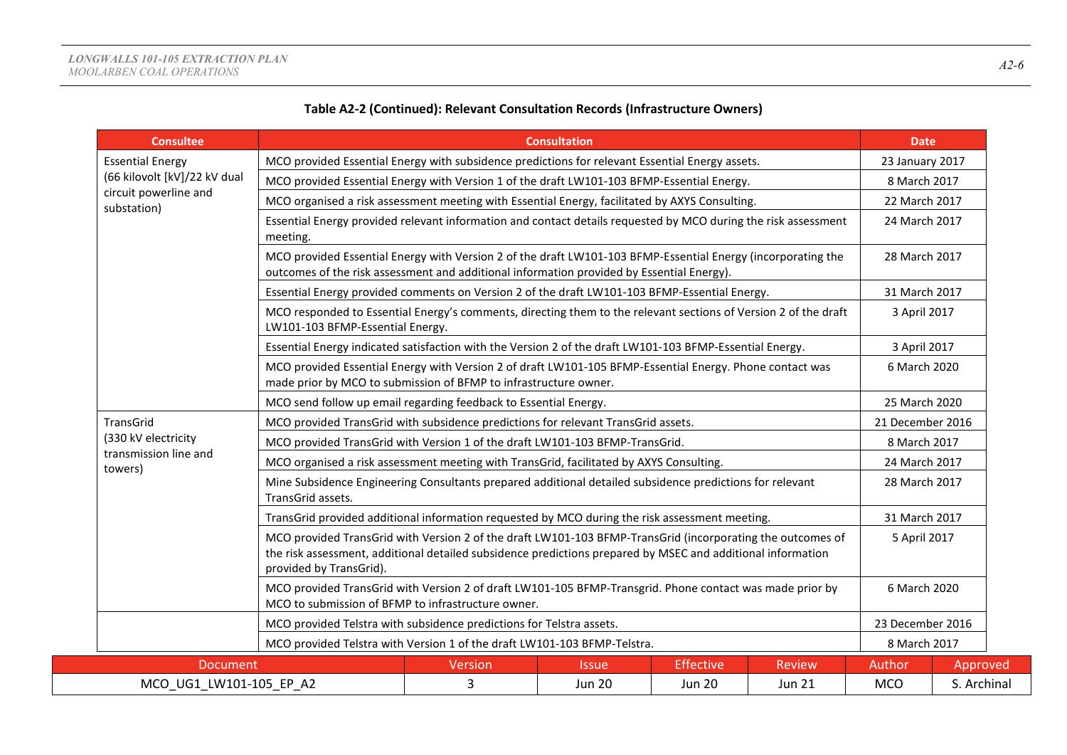**Table A2-2 (Continued): Relevant Consultation Records (Infrastructure Owners)**

| Consultee | Consultation | Date |
|---|---|---|
| Essential Energy (66 kilovolt [kV]/22 kV dual circuit powerline and substation) | MCO provided Essential Energy with subsidence predictions for relevant Essential Energy assets. | 23 January 2017 |
| | MCO provided Essential Energy with Version 1 of the draft LW101-103 BFMP-Essential Energy. | 8 March 2017 |
| | MCO organised a risk assessment meeting with Essential Energy, facilitated by AXYS Consulting. | 22 March 2017 |
| | Essential Energy provided relevant information and contact details requested by MCO during the risk assessment meeting. | 24 March 2017 |
| | MCO provided Essential Energy with Version 2 of the draft LW101-103 BFMP-Essential Energy (incorporating the outcomes of the risk assessment and additional information provided by Essential Energy). | 28 March 2017 |
| | Essential Energy provided comments on Version 2 of the draft LW101-103 BFMP-Essential Energy. | 31 March 2017 |
| | MCO responded to Essential Energy's comments, directing them to the relevant sections of Version 2 of the draft LW101-103 BFMP-Essential Energy. | 3 April 2017 |
| | Essential Energy indicated satisfaction with the Version 2 of the draft LW101-103 BFMP-Essential Energy. | 3 April 2017 |
| | MCO provided Essential Energy with Version 2 of draft LW101-105 BFMP-Essential Energy. Phone contact was made prior by MCO to submission of BFMP to infrastructure owner. | 6 March 2020 |
| | MCO send follow up email regarding feedback to Essential Energy. | 25 March 2020 |
| TransGrid (330 kV electricity transmission line and towers) | MCO provided TransGrid with subsidence predictions for relevant TransGrid assets. | 21 December 2016 |
| | MCO provided TransGrid with Version 1 of the draft LW101-103 BFMP-TransGrid. | 8 March 2017 |
| | MCO organised a risk assessment meeting with TransGrid, facilitated by AXYS Consulting. | 24 March 2017 |
| | Mine Subsidence Engineering Consultants prepared additional detailed subsidence predictions for relevant TransGrid assets. | 28 March 2017 |
| | TransGrid provided additional information requested by MCO during the risk assessment meeting. | 31 March 2017 |
| | MCO provided TransGrid with Version 2 of the draft LW101-103 BFMP-TransGrid (incorporating the outcomes of the risk assessment, additional detailed subsidence predictions prepared by MSEC and additional information provided by TransGrid). | 5 April 2017 |
| | MCO provided TransGrid with Version 2 of draft LW101-105 BFMP-Transgrid. Phone contact was made prior by MCO to submission of BFMP to infrastructure owner. | 6 March 2020 |
| | MCO provided Telstra with subsidence predictions for Telstra assets. | 23 December 2016 |
| | MCO provided Telstra with Version 1 of the draft LW101-103 BFMP-Telstra. | 8 March 2017 |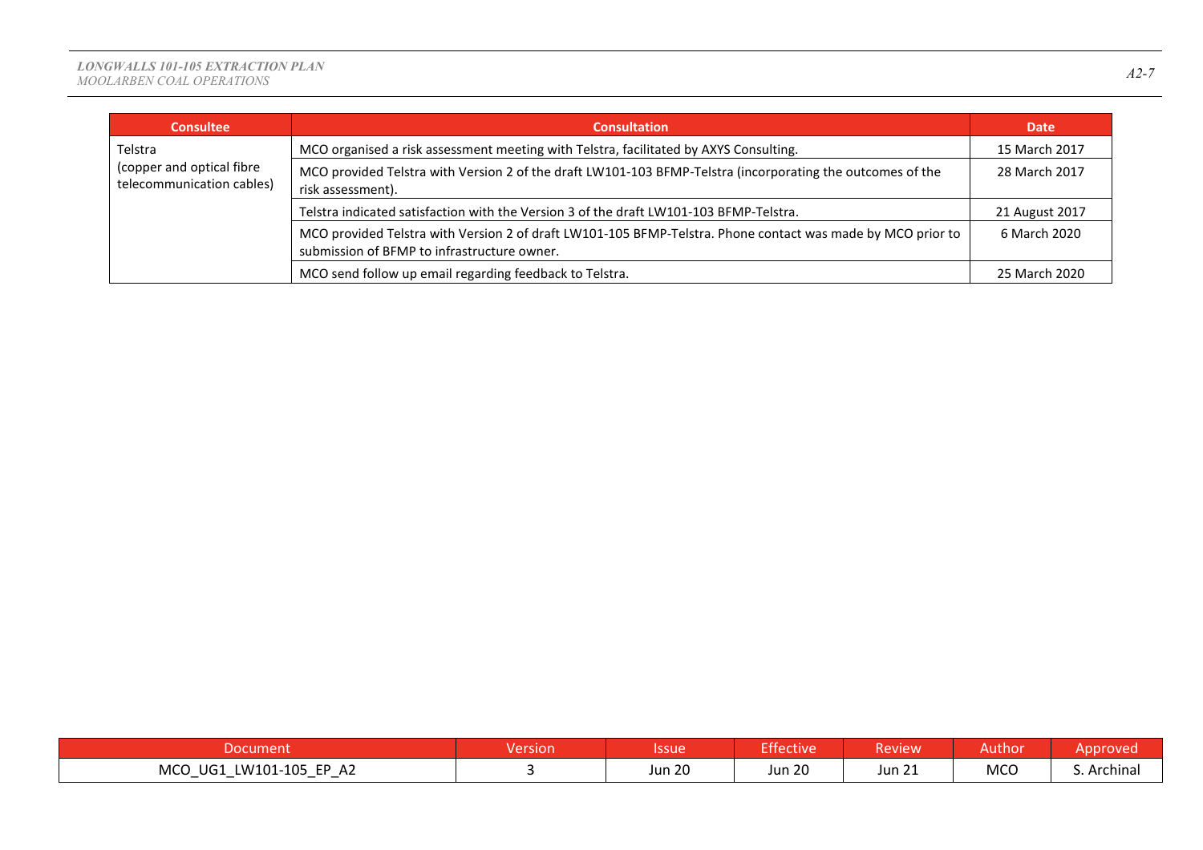| Consultee | Consultation | Date |
|---|---|---|
| Telstra (copper and optical fibre telecommunication cables) | MCO organised a risk assessment meeting with Telstra, facilitated by AXYS Consulting. | 15 March 2017 |
| | MCO provided Telstra with Version 2 of the draft LW101-103 BFMP-Telstra (incorporating the outcomes of the risk assessment). | 28 March 2017 |
| | Telstra indicated satisfaction with the Version 3 of the draft LW101-103 BFMP-Telstra. | 21 August 2017 |
| | MCO provided Telstra with Version 2 of draft LW101-105 BFMP-Telstra. Phone contact was made by MCO prior to submission of BFMP to infrastructure owner. | 6 March 2020 |
| | MCO send follow up email regarding feedback to Telstra. | 25 March 2020 |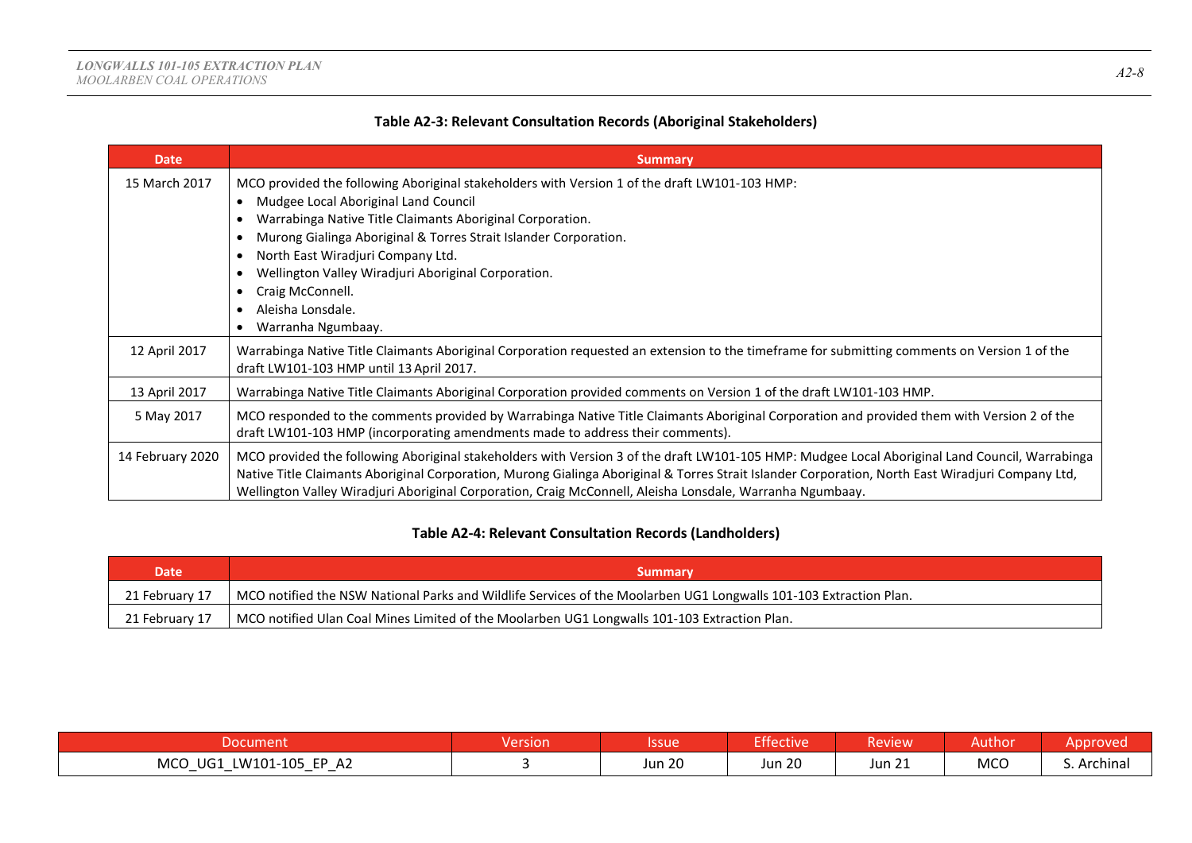**Table A2-3: Relevant Consultation Records (Aboriginal Stakeholders)**

| Date | Summary |
|---|---|
| 15 March 2017 | MCO provided the following Aboriginal stakeholders with Version 1 of the draft LW101-103 HMP: <br>• Mudgee Local Aboriginal Land Council <br>• Warrabinga Native Title Claimants Aboriginal Corporation. <br>• Murong Gialinga Aboriginal & Torres Strait Islander Corporation. <br>• North East Wiradjuri Company Ltd. <br>• Wellington Valley Wiradjuri Aboriginal Corporation. <br>• Craig McConnell. <br>• Aleisha Lonsdale. <br>• Warranha Ngumbaay. |
| 12 April 2017 | Warrabinga Native Title Claimants Aboriginal Corporation requested an extension to the timeframe for submitting comments on Version 1 of the draft LW101-103 HMP until 13 April 2017. |
| 13 April 2017 | Warrabinga Native Title Claimants Aboriginal Corporation provided comments on Version 1 of the draft LW101-103 HMP. |
| 5 May 2017 | MCO responded to the comments provided by Warrabinga Native Title Claimants Aboriginal Corporation and provided them with Version 2 of the draft LW101-103 HMP (incorporating amendments made to address their comments). |
| 14 February 2020 | MCO provided the following Aboriginal stakeholders with Version 3 of the draft LW101-105 HMP: Mudgee Local Aboriginal Land Council, Warrabinga Native Title Claimants Aboriginal Corporation, Murong Gialinga Aboriginal & Torres Strait Islander Corporation, North East Wiradjuri Company Ltd, Wellington Valley Wiradjuri Aboriginal Corporation, Craig McConnell, Aleisha Lonsdale, Warranha Ngumbaay. |

**Table A2-4: Relevant Consultation Records (Landholders)**

| Date | Summary |
|---|---|
| 21 February 17 | MCO notified the NSW National Parks and Wildlife Services of the Moolarben UG1 Longwalls 101-103 Extraction Plan. |
| 21 February 17 | MCO notified Ulan Coal Mines Limited of the Moolarben UG1 Longwalls 101-103 Extraction Plan. |